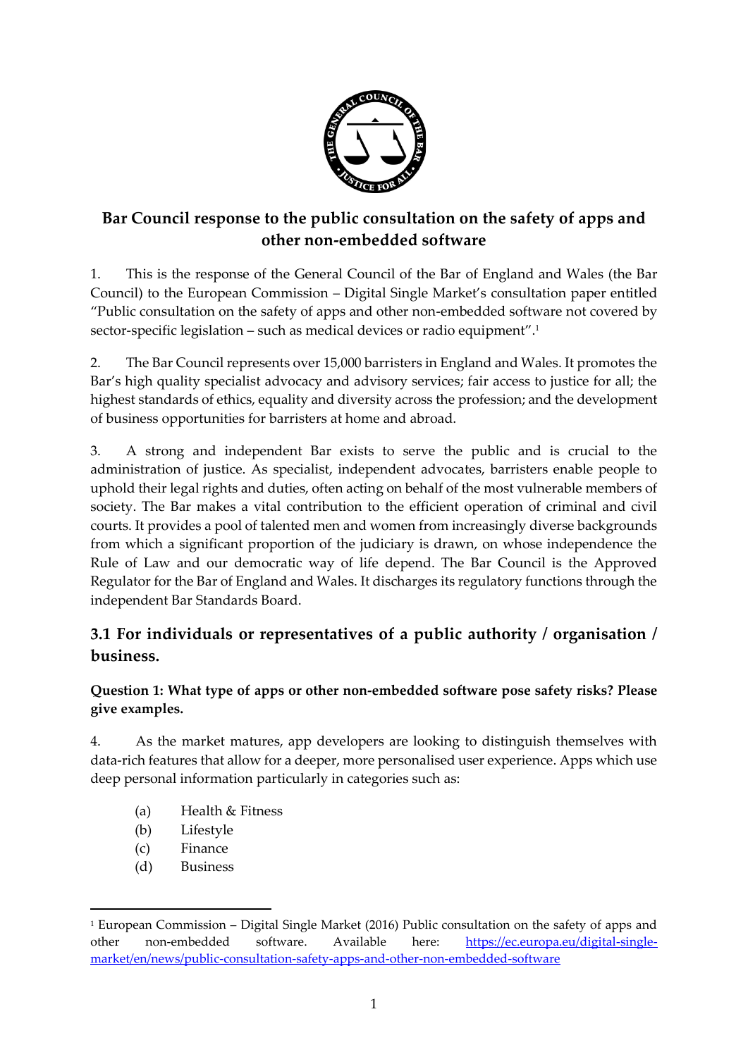# Bar Council response to the public consultation on the safety of apps and other non-embedded software

1. This is the response of the General Council of the Bar of England and Wales (the Bar Council) to the European Commission – Digital Single Market's consultation paper entitled "Public consultation on the safety of apps and other non-embedded software not covered by sector-specific legislation – such as medical devices or radio equipment".[1]

2. The Bar Council represents over 15,000 barristers in England and Wales. It promotes the Bar's high quality specialist advocacy and advisory services; fair access to justice for all; the highest standards of ethics, equality and diversity across the profession; and the development of business opportunities for barristers at home and abroad.

3. A strong and independent Bar exists to serve the public and is crucial to the administration of justice. As specialist, independent advocates, barristers enable people to uphold their legal rights and duties, often acting on behalf of the most vulnerable members of society. The Bar makes a vital contribution to the efficient operation of criminal and civil courts. It provides a pool of talented men and women from increasingly diverse backgrounds from which a significant proportion of the judiciary is drawn, on whose independence the Rule of Law and our democratic way of life depend. The Bar Council is the Approved Regulator for the Bar of England and Wales. It discharges its regulatory functions through the independent Bar Standards Board.

## 3.1 For individuals or representatives of a public authority / organisation / business.

**Question 1: What type of apps or other non-embedded software pose safety risks? Please give examples.**

4. As the market matures, app developers are looking to distinguish themselves with data-rich features that allow for a deeper, more personalised user experience. Apps which use deep personal information particularly in categories such as:

- (a) Health & Fitness
- (b) Lifestyle
- (c) Finance
- (d) Business

---

[1] European Commission – Digital Single Market (2016) Public consultation on the safety of apps and other non-embedded software. Available here: https://ec.europa.eu/digital-single-market/en/news/public-consultation-safety-apps-and-other-non-embedded-software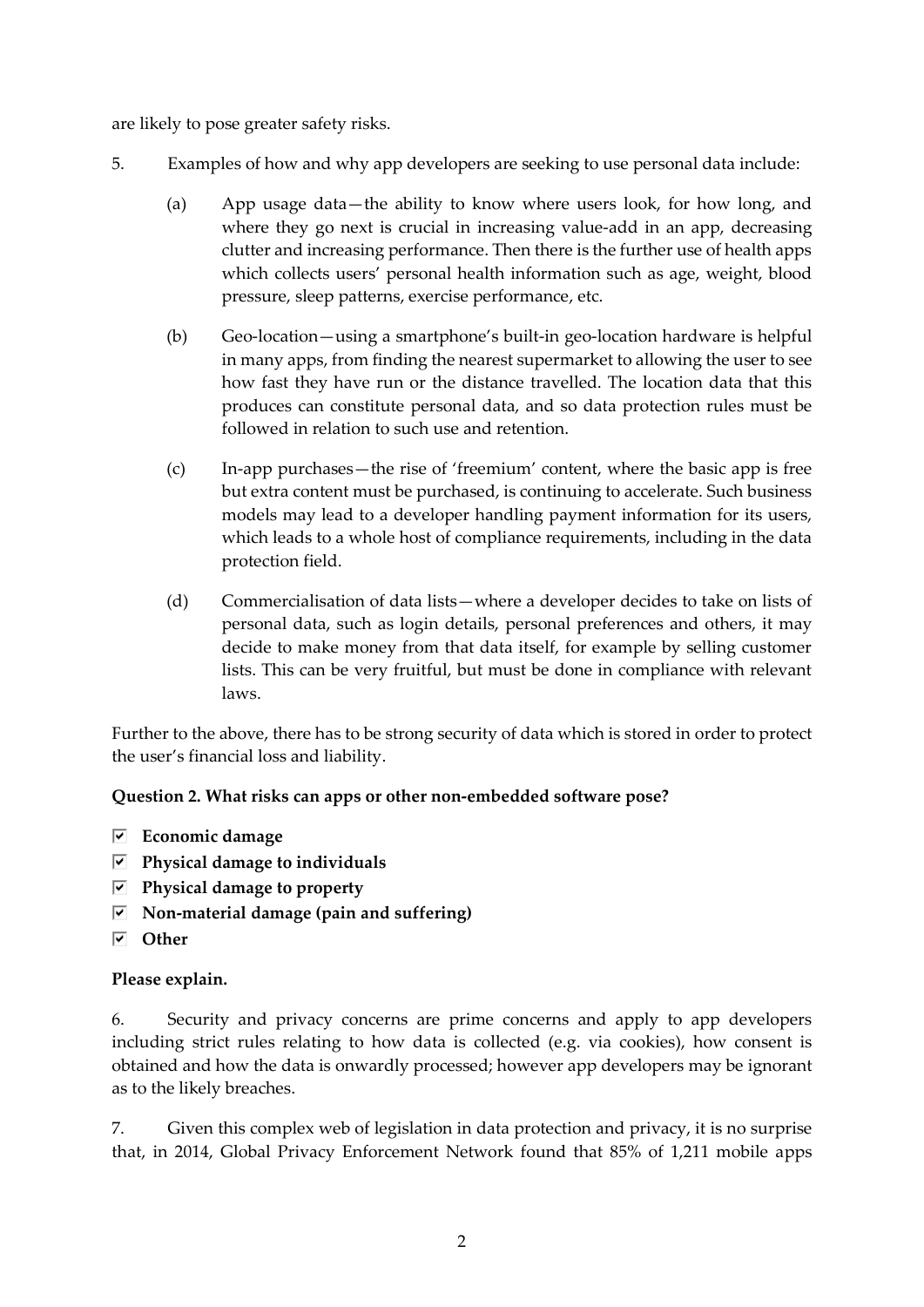are likely to pose greater safety risks.

5. Examples of how and why app developers are seeking to use personal data include:

   (a) App usage data—the ability to know where users look, for how long, and where they go next is crucial in increasing value-add in an app, decreasing clutter and increasing performance. Then there is the further use of health apps which collects users' personal health information such as age, weight, blood pressure, sleep patterns, exercise performance, etc.

   (b) Geo-location—using a smartphone's built-in geo-location hardware is helpful in many apps, from finding the nearest supermarket to allowing the user to see how fast they have run or the distance travelled. The location data that this produces can constitute personal data, and so data protection rules must be followed in relation to such use and retention.

   (c) In-app purchases—the rise of 'freemium' content, where the basic app is free but extra content must be purchased, is continuing to accelerate. Such business models may lead to a developer handling payment information for its users, which leads to a whole host of compliance requirements, including in the data protection field.

   (d) Commercialisation of data lists—where a developer decides to take on lists of personal data, such as login details, personal preferences and others, it may decide to make money from that data itself, for example by selling customer lists. This can be very fruitful, but must be done in compliance with relevant laws.

Further to the above, there has to be strong security of data which is stored in order to protect the user's financial loss and liability.

**Question 2. What risks can apps or other non-embedded software pose?**

- ☑ **Economic damage**
- ☑ **Physical damage to individuals**
- ☑ **Physical damage to property**
- ☑ **Non-material damage (pain and suffering)**
- ☑ **Other**

**Please explain.**

6. Security and privacy concerns are prime concerns and apply to app developers including strict rules relating to how data is collected (e.g. via cookies), how consent is obtained and how the data is onwardly processed; however app developers may be ignorant as to the likely breaches.

7. Given this complex web of legislation in data protection and privacy, it is no surprise that, in 2014, Global Privacy Enforcement Network found that 85% of 1,211 mobile apps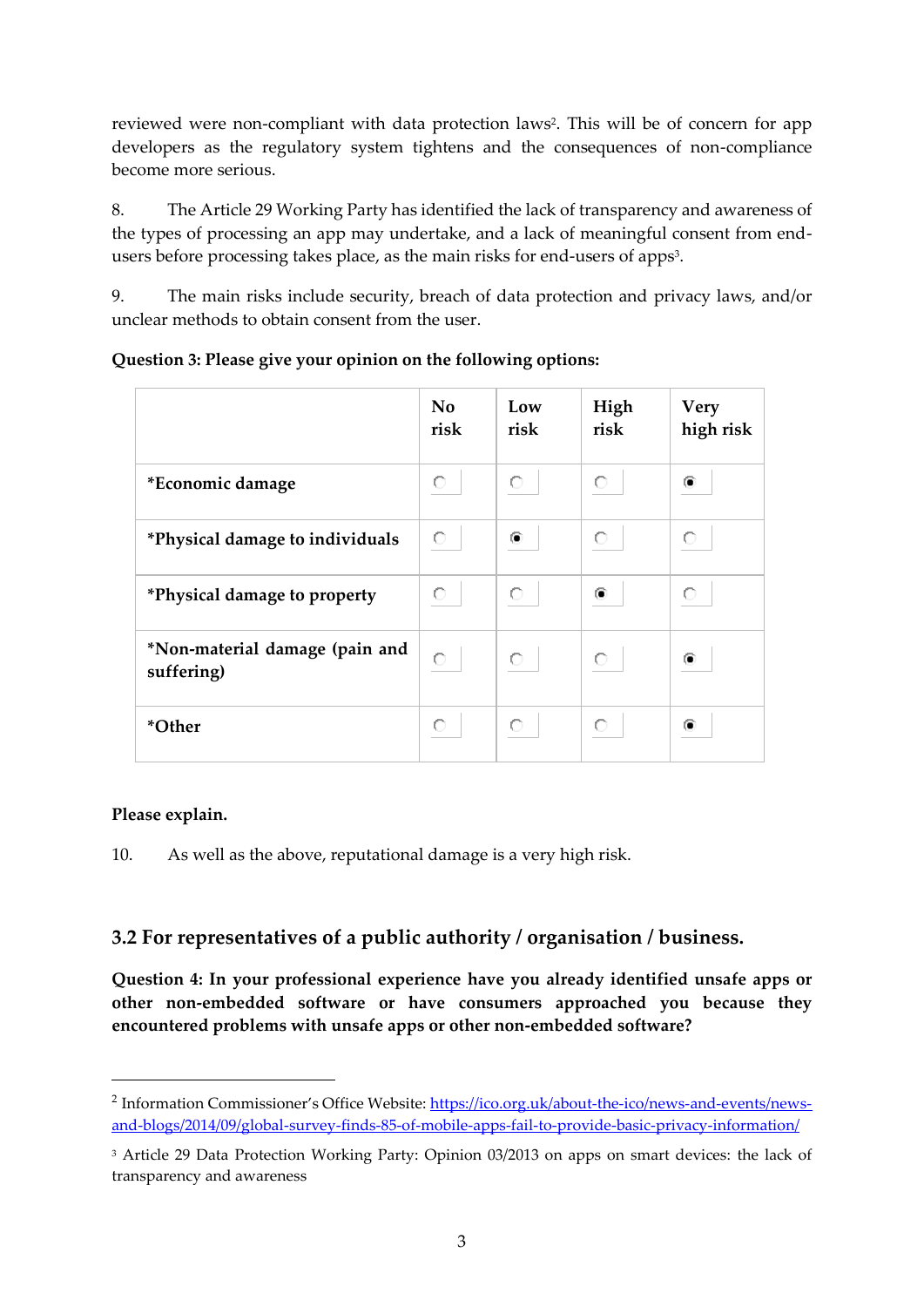reviewed were non-compliant with data protection laws[2]. This will be of concern for app developers as the regulatory system tightens and the consequences of non-compliance become more serious.

8. The Article 29 Working Party has identified the lack of transparency and awareness of the types of processing an app may undertake, and a lack of meaningful consent from end-users before processing takes place, as the main risks for end-users of apps[3].

9. The main risks include security, breach of data protection and privacy laws, and/or unclear methods to obtain consent from the user.

**Question 3: Please give your opinion on the following options:**

| | No risk | Low risk | High risk | Very high risk |
|---|---|---|---|---|
| *Economic damage | ○ | ○ | ○ | ◉ |
| *Physical damage to individuals | ○ | ◉ | ○ | ○ |
| *Physical damage to property | ○ | ○ | ◉ | ○ |
| *Non-material damage (pain and suffering) | ○ | ○ | ○ | ◉ |
| *Other | ○ | ○ | ○ | ◉ |

**Please explain.**

10. As well as the above, reputational damage is a very high risk.

## 3.2 For representatives of a public authority / organisation / business.

**Question 4: In your professional experience have you already identified unsafe apps or other non-embedded software or have consumers approached you because they encountered problems with unsafe apps or other non-embedded software?**

---

[2] Information Commissioner's Office Website: https://ico.org.uk/about-the-ico/news-and-events/news-and-blogs/2014/09/global-survey-finds-85-of-mobile-apps-fail-to-provide-basic-privacy-information/

[3] Article 29 Data Protection Working Party: Opinion 03/2013 on apps on smart devices: the lack of transparency and awareness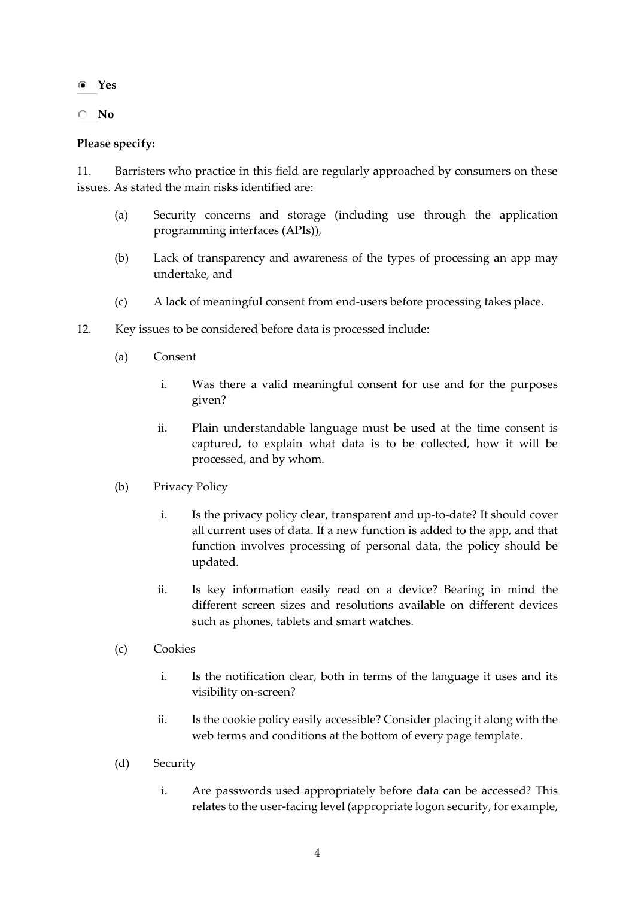- [x] **Yes**
- [ ] **No**

**Please specify:**

11. Barristers who practice in this field are regularly approached by consumers on these issues. As stated the main risks identified are:

    (a) Security concerns and storage (including use through the application programming interfaces (APIs)),

    (b) Lack of transparency and awareness of the types of processing an app may undertake, and

    (c) A lack of meaningful consent from end-users before processing takes place.

12. Key issues to be considered before data is processed include:

    (a) Consent

    i. Was there a valid meaningful consent for use and for the purposes given?

    ii. Plain understandable language must be used at the time consent is captured, to explain what data is to be collected, how it will be processed, and by whom.

    (b) Privacy Policy

    i. Is the privacy policy clear, transparent and up-to-date? It should cover all current uses of data. If a new function is added to the app, and that function involves processing of personal data, the policy should be updated.

    ii. Is key information easily read on a device? Bearing in mind the different screen sizes and resolutions available on different devices such as phones, tablets and smart watches.

    (c) Cookies

    i. Is the notification clear, both in terms of the language it uses and its visibility on-screen?

    ii. Is the cookie policy easily accessible? Consider placing it along with the web terms and conditions at the bottom of every page template.

    (d) Security

    i. Are passwords used appropriately before data can be accessed? This relates to the user-facing level (appropriate logon security, for example,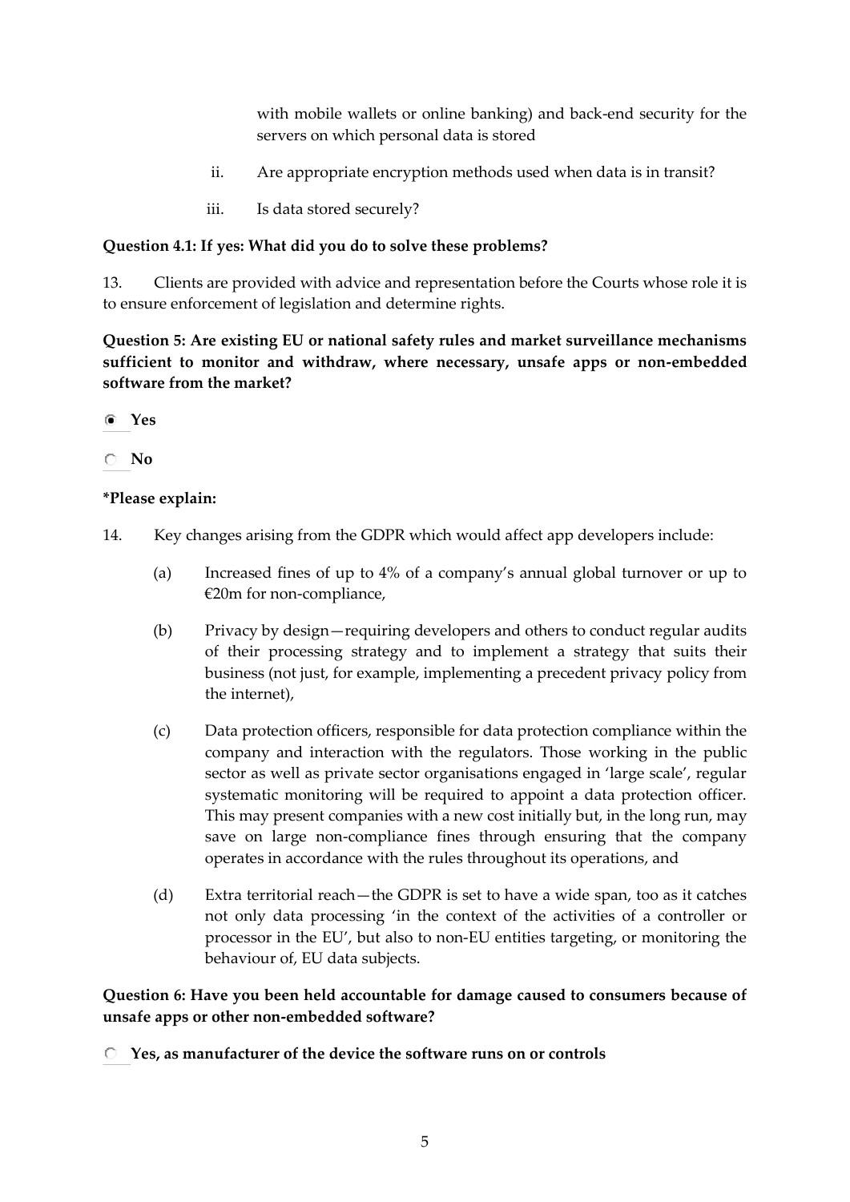with mobile wallets or online banking) and back-end security for the servers on which personal data is stored

ii. Are appropriate encryption methods used when data is in transit?

iii. Is data stored securely?

**Question 4.1: If yes: What did you do to solve these problems?**

13. Clients are provided with advice and representation before the Courts whose role it is to ensure enforcement of legislation and determine rights.

**Question 5: Are existing EU or national safety rules and market surveillance mechanisms sufficient to monitor and withdraw, where necessary, unsafe apps or non-embedded software from the market?**

- (x) **Yes**
- ( ) **No**

**\*Please explain:**

14. Key changes arising from the GDPR which would affect app developers include:

(a) Increased fines of up to 4% of a company's annual global turnover or up to €20m for non-compliance,

(b) Privacy by design—requiring developers and others to conduct regular audits of their processing strategy and to implement a strategy that suits their business (not just, for example, implementing a precedent privacy policy from the internet),

(c) Data protection officers, responsible for data protection compliance within the company and interaction with the regulators. Those working in the public sector as well as private sector organisations engaged in 'large scale', regular systematic monitoring will be required to appoint a data protection officer. This may present companies with a new cost initially but, in the long run, may save on large non-compliance fines through ensuring that the company operates in accordance with the rules throughout its operations, and

(d) Extra territorial reach—the GDPR is set to have a wide span, too as it catches not only data processing 'in the context of the activities of a controller or processor in the EU', but also to non-EU entities targeting, or monitoring the behaviour of, EU data subjects.

**Question 6: Have you been held accountable for damage caused to consumers because of unsafe apps or other non-embedded software?**

- ( ) **Yes, as manufacturer of the device the software runs on or controls**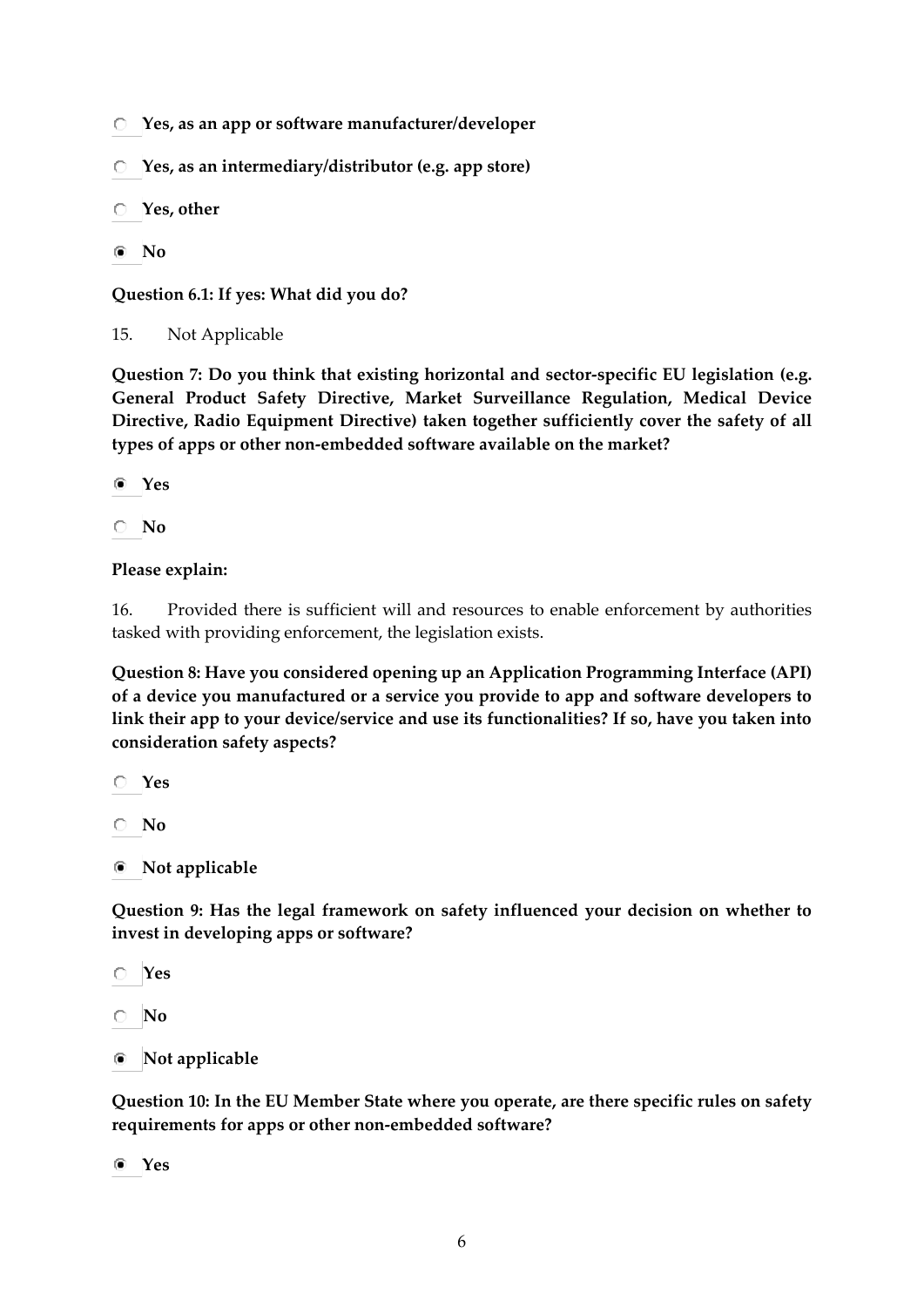- ○ **Yes, as an app or software manufacturer/developer**
- ○ **Yes, as an intermediary/distributor (e.g. app store)**
- ○ **Yes, other**
- ◉ **No**

**Question 6.1: If yes: What did you do?**

15. Not Applicable

**Question 7: Do you think that existing horizontal and sector-specific EU legislation (e.g. General Product Safety Directive, Market Surveillance Regulation, Medical Device Directive, Radio Equipment Directive) taken together sufficiently cover the safety of all types of apps or other non-embedded software available on the market?**

- ◉ **Yes**
- ○ **No**

**Please explain:**

16. Provided there is sufficient will and resources to enable enforcement by authorities tasked with providing enforcement, the legislation exists.

**Question 8: Have you considered opening up an Application Programming Interface (API) of a device you manufactured or a service you provide to app and software developers to link their app to your device/service and use its functionalities? If so, have you taken into consideration safety aspects?**

- ○ **Yes**
- ○ **No**
- ◉ **Not applicable**

**Question 9: Has the legal framework on safety influenced your decision on whether to invest in developing apps or software?**

- ○ **Yes**
- ○ **No**
- ◉ **Not applicable**

**Question 10: In the EU Member State where you operate, are there specific rules on safety requirements for apps or other non-embedded software?**

- ◉ **Yes**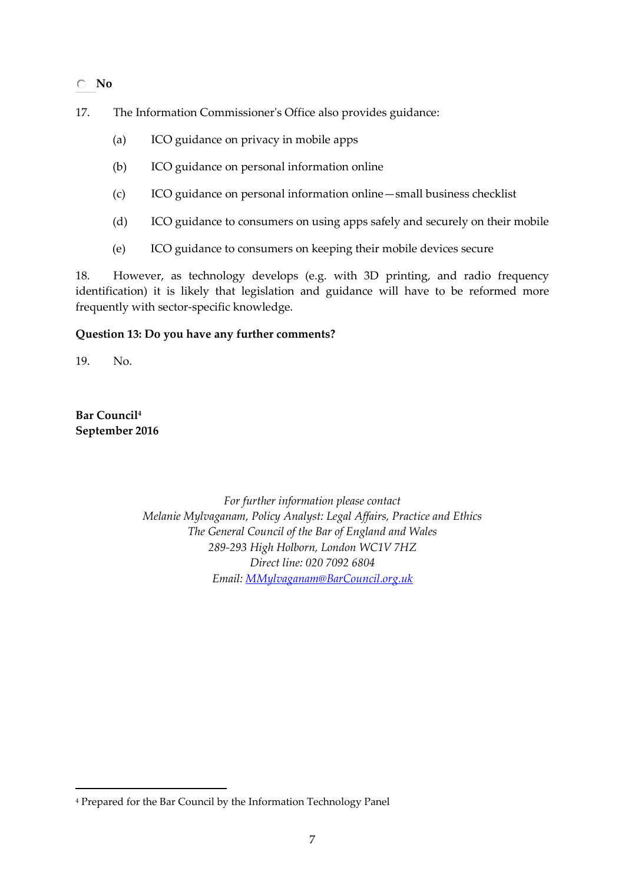○ **No**

17. The Information Commissioner's Office also provides guidance:

    (a) ICO guidance on privacy in mobile apps

    (b) ICO guidance on personal information online

    (c) ICO guidance on personal information online—small business checklist

    (d) ICO guidance to consumers on using apps safely and securely on their mobile

    (e) ICO guidance to consumers on keeping their mobile devices secure

18. However, as technology develops (e.g. with 3D printing, and radio frequency identification) it is likely that legislation and guidance will have to be reformed more frequently with sector-specific knowledge.

**Question 13: Do you have any further comments?**

19. No.

**Bar Council**[4]
**September 2016**

*For further information please contact*
*Melanie Mylvaganam, Policy Analyst: Legal Affairs, Practice and Ethics*
*The General Council of the Bar of England and Wales*
*289-293 High Holborn, London WC1V 7HZ*
*Direct line: 020 7092 6804*
*Email: MMylvaganam@BarCouncil.org.uk*

---

[4] Prepared for the Bar Council by the Information Technology Panel